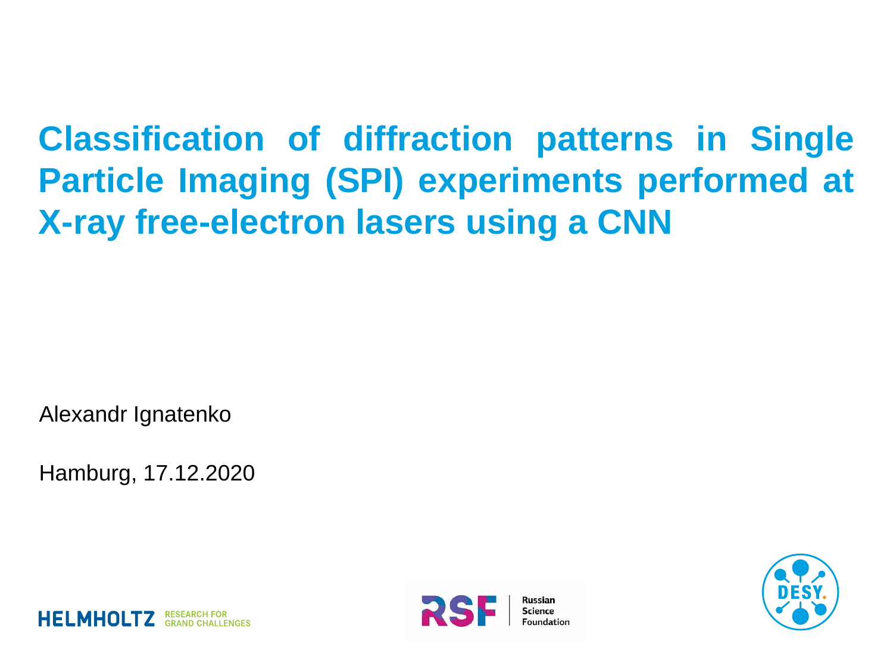# Classification of diffraction patterns in Single Particle Imaging (SPI) experiments performed at X-ray free-electron lasers using a CNN

Alexandr Ignatenko

Hamburg, 17.12.2020

HELMHOLTZ RESEARCH FOR GRAND CHALLENGES

RSF Russian Science Foundation

DESY.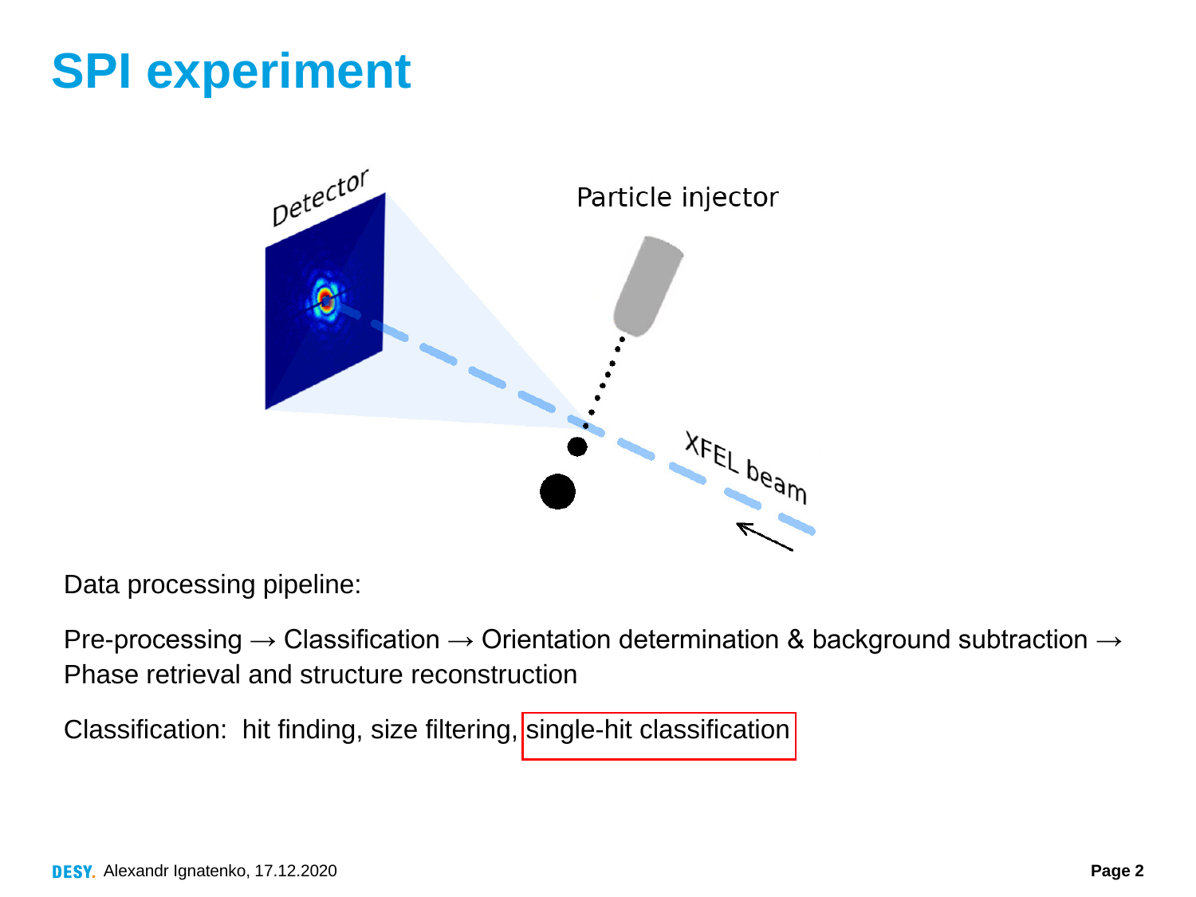# SPI experiment

Data processing pipeline:

Pre-processing → Classification → Orientation determination & background subtraction → Phase retrieval and structure reconstruction

Classification: hit finding, size filtering, single-hit classification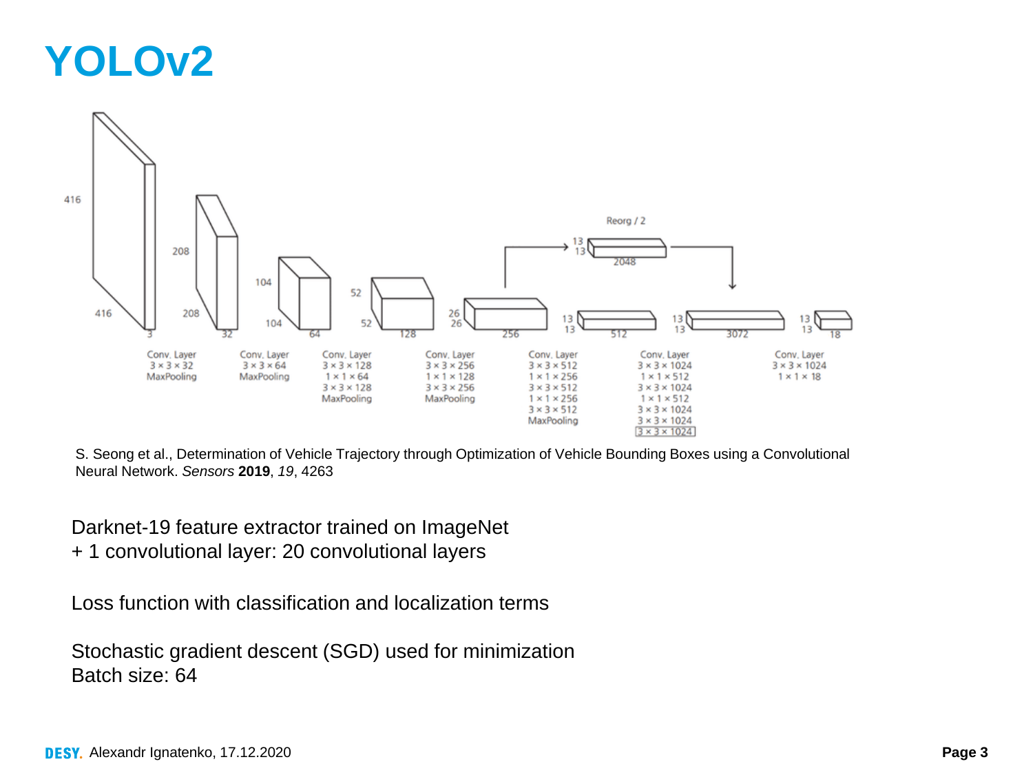# YOLOv2

S. Seong et al., Determination of Vehicle Trajectory through Optimization of Vehicle Bounding Boxes using a Convolutional Neural Network. *Sensors* **2019**, *19*, 4263

Darknet-19 feature extractor trained on ImageNet
+ 1 convolutional layer: 20 convolutional layers

Loss function with classification and localization terms

Stochastic gradient descent (SGD) used for minimization
Batch size: 64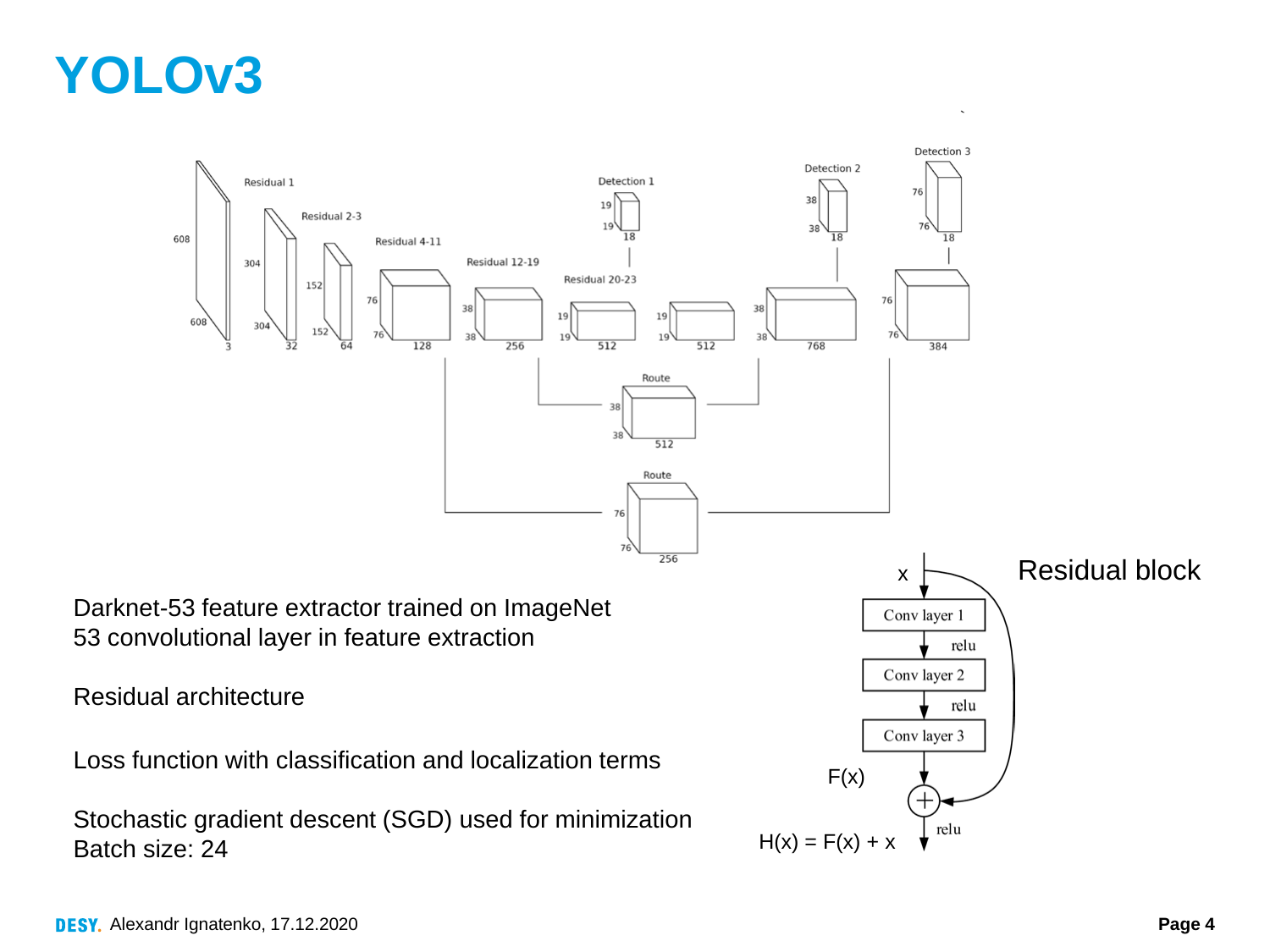# YOLOv3

Darknet-53 feature extractor trained on ImageNet
53 convolutional layer in feature extraction

Residual architecture

Loss function with classification and localization terms

Stochastic gradient descent (SGD) used for minimization
Batch size: 24

Residual block

$H(x) = F(x) + x$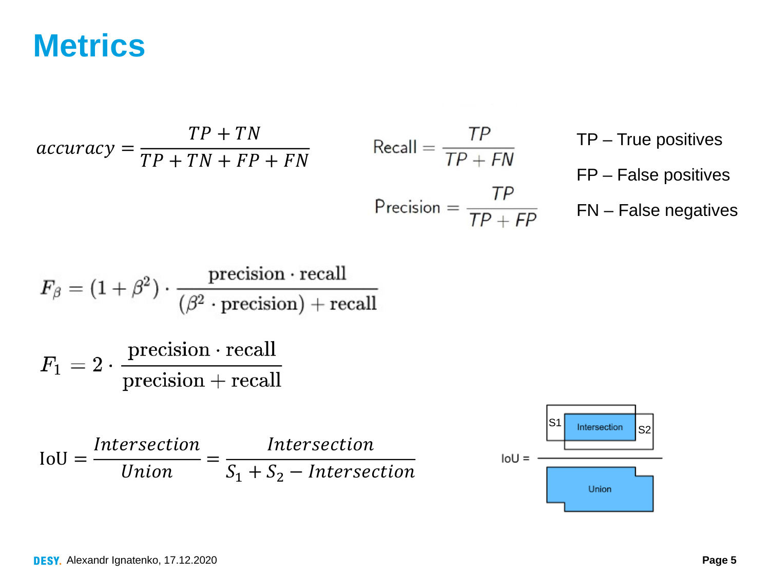# Metrics

$$accuracy = \frac{TP + TN}{TP + TN + FP + FN}$$

$$\text{Recall} = \frac{TP}{TP + FN}$$

$$\text{Precision} = \frac{TP}{TP + FP}$$

TP – True positives

FP – False positives

FN – False negatives

$$F_\beta = (1 + \beta^2) \cdot \frac{\text{precision} \cdot \text{recall}}{(\beta^2 \cdot \text{precision}) + \text{recall}}$$

$$F_1 = 2 \cdot \frac{\text{precision} \cdot \text{recall}}{\text{precision} + \text{recall}}$$

$$\text{IoU} = \frac{Intersection}{Union} = \frac{Intersection}{S_1 + S_2 - Intersection}$$

IoU = Intersection (of S1 and S2) / Union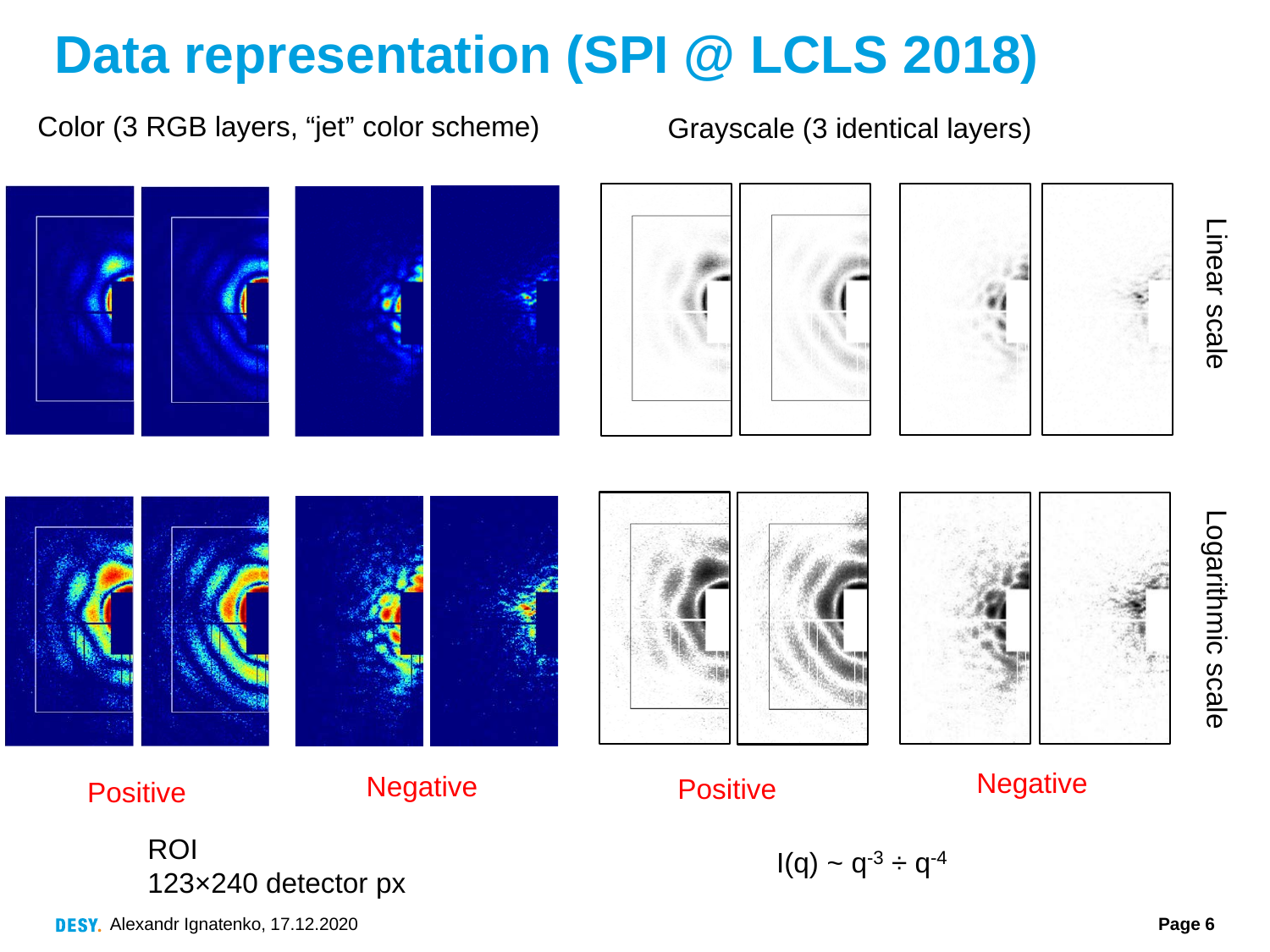# Data representation (SPI @ LCLS 2018)

Color (3 RGB layers, “jet” color scheme)

Grayscale (3 identical layers)

Linear scale

Logarithmic scale

Positive

Negative

Positive

Negative

ROI
123×240 detector px

$I(q) \sim q^{-3} \div q^{-4}$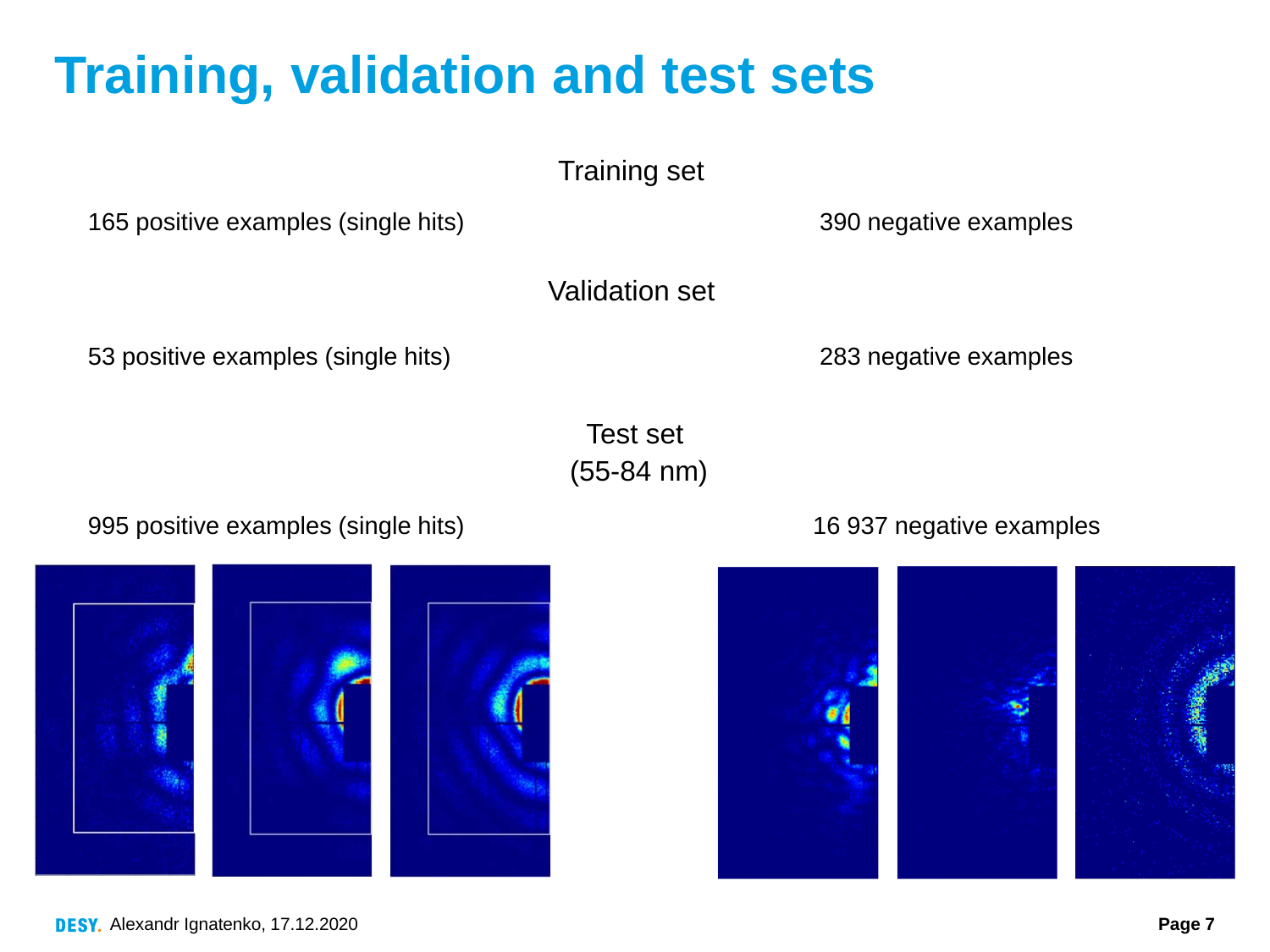# Training, validation and test sets

Training set

165 positive examples (single hits)

390 negative examples

Validation set

53 positive examples (single hits)

283 negative examples

Test set
(55-84 nm)

995 positive examples (single hits)

16 937 negative examples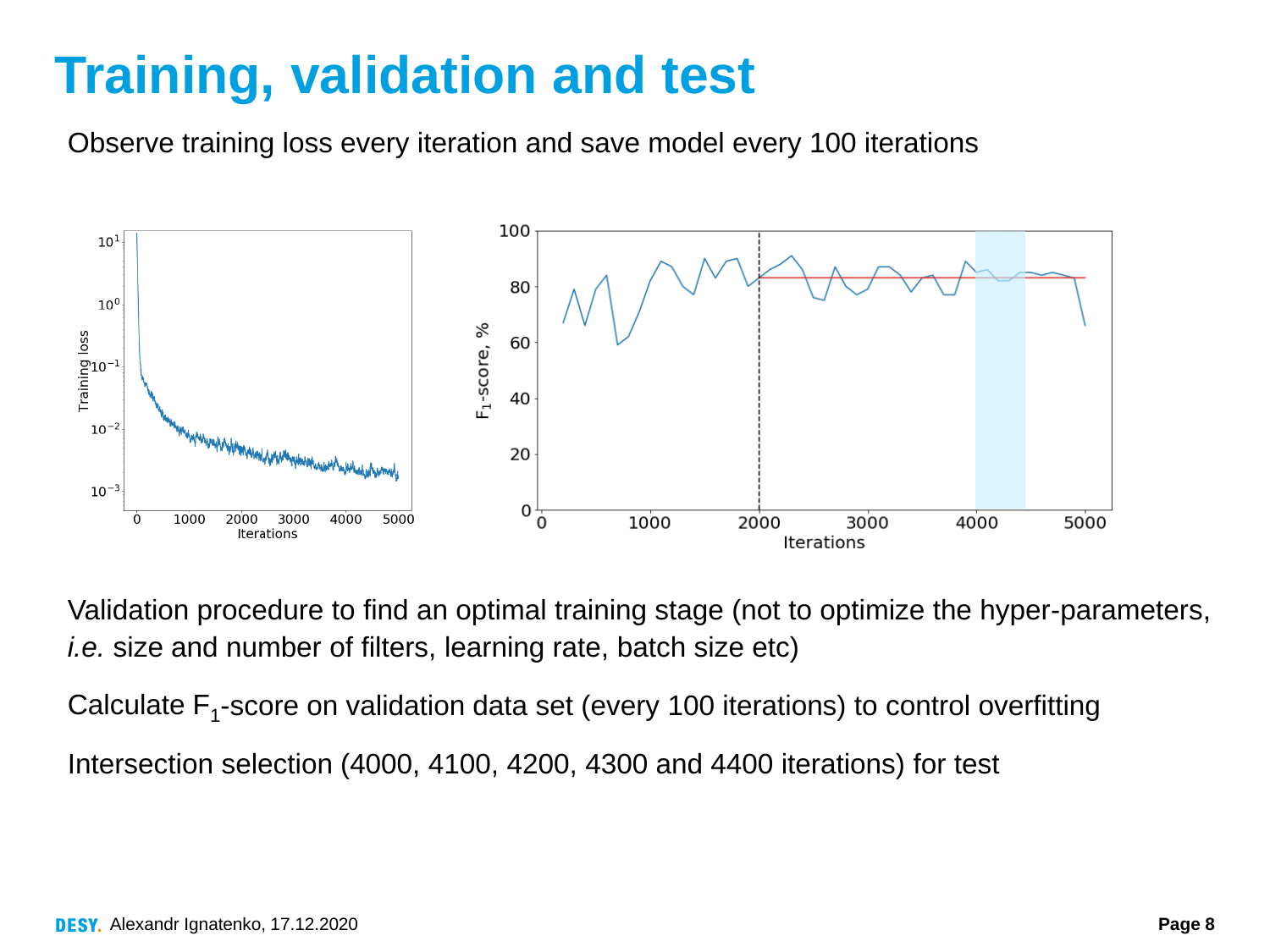# Training, validation and test

Observe training loss every iteration and save model every 100 iterations

Validation procedure to find an optimal training stage (not to optimize the hyper-parameters, *i.e.* size and number of filters, learning rate, batch size etc)

Calculate $F_1$-score on validation data set (every 100 iterations) to control overfitting

Intersection selection (4000, 4100, 4200, 4300 and 4400 iterations) for test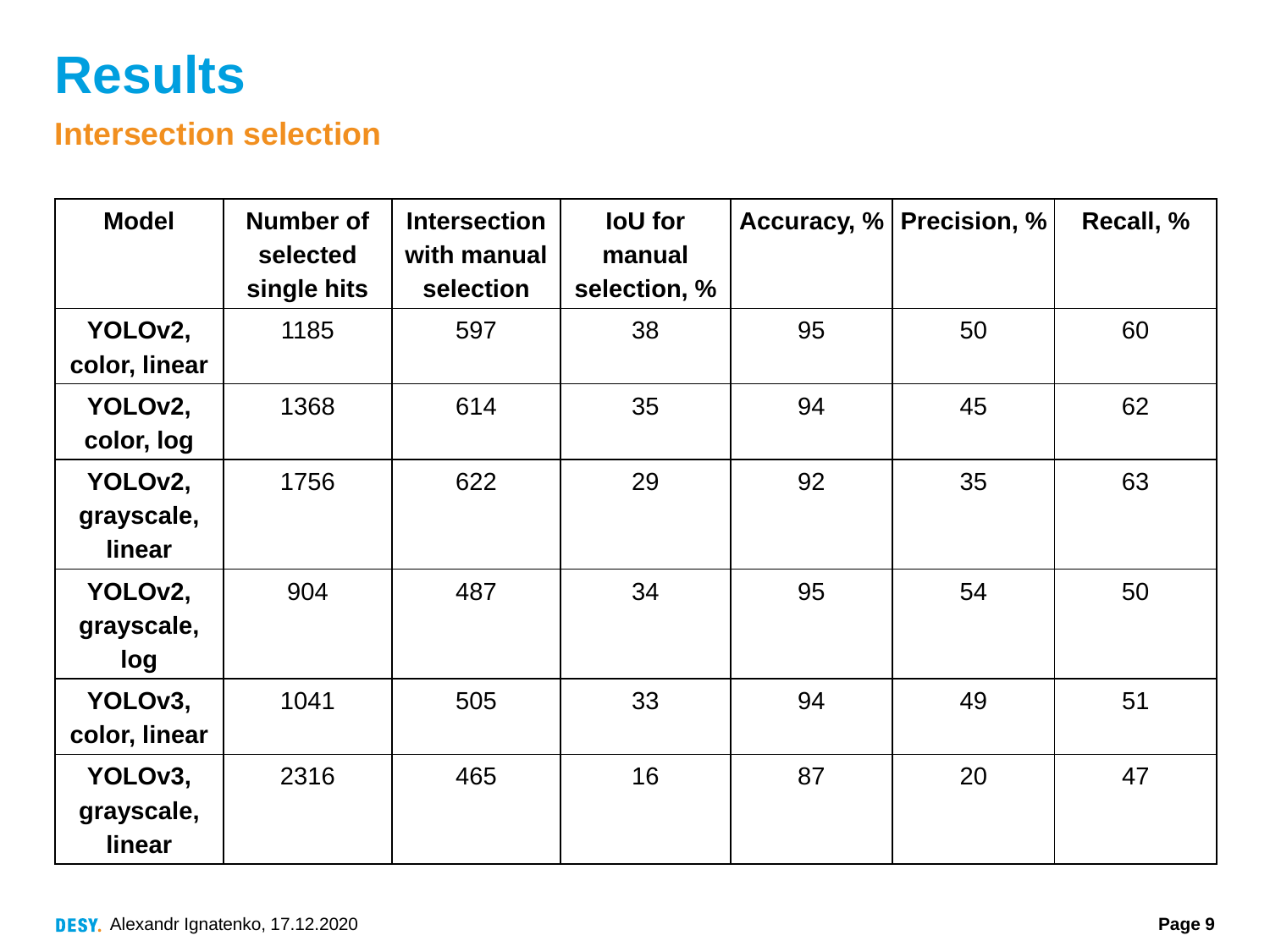# Results

## Intersection selection

| Model | Number of selected single hits | Intersection with manual selection | IoU for manual selection, % | Accuracy, % | Precision, % | Recall, % |
|---|---|---|---|---|---|---|
| **YOLOv2, color, linear** | 1185 | 597 | 38 | 95 | 50 | 60 |
| **YOLOv2, color, log** | 1368 | 614 | 35 | 94 | 45 | 62 |
| **YOLOv2, grayscale, linear** | 1756 | 622 | 29 | 92 | 35 | 63 |
| **YOLOv2, grayscale, log** | 904 | 487 | 34 | 95 | 54 | 50 |
| **YOLOv3, color, linear** | 1041 | 505 | 33 | 94 | 49 | 51 |
| **YOLOv3, grayscale, linear** | 2316 | 465 | 16 | 87 | 20 | 47 |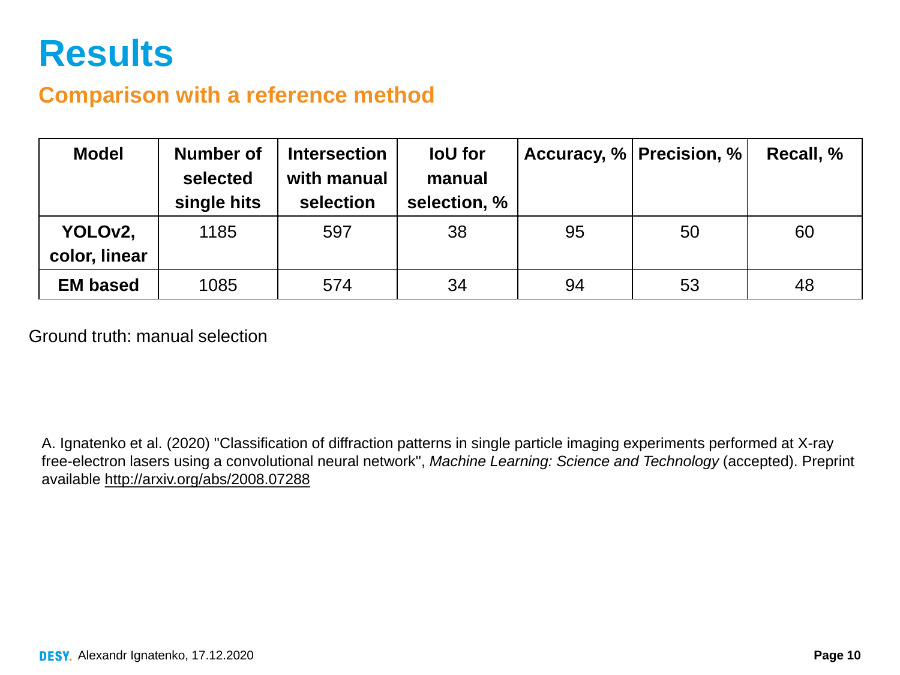# Results

## Comparison with a reference method

| Model | Number of selected single hits | Intersection with manual selection | IoU for manual selection, % | Accuracy, % | Precision, % | Recall, % |
|---|---|---|---|---|---|---|
| **YOLOv2, color, linear** | 1185 | 597 | 38 | 95 | 50 | 60 |
| **EM based** | 1085 | 574 | 34 | 94 | 53 | 48 |

Ground truth: manual selection

A. Ignatenko et al. (2020) "Classification of diffraction patterns in single particle imaging experiments performed at X-ray free-electron lasers using a convolutional neural network", *Machine Learning: Science and Technology* (accepted). Preprint available http://arxiv.org/abs/2008.07288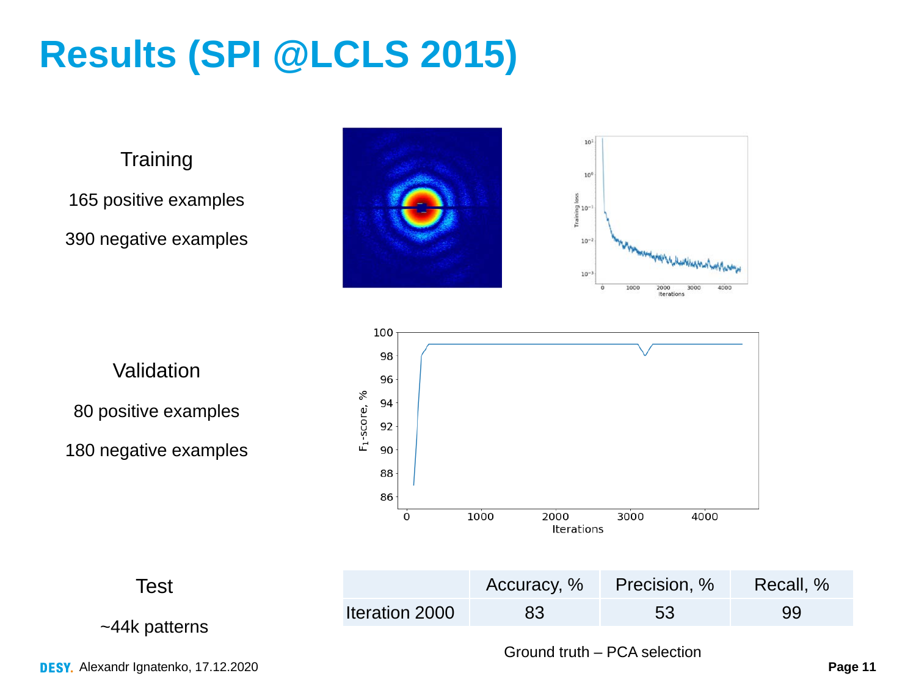# Results (SPI @LCLS 2015)

Training

165 positive examples

390 negative examples

Validation

80 positive examples

180 negative examples

Test

~44k patterns

| | Accuracy, % | Precision, % | Recall, % |
|---|---|---|---|
| Iteration 2000 | 83 | 53 | 99 |

Ground truth – PCA selection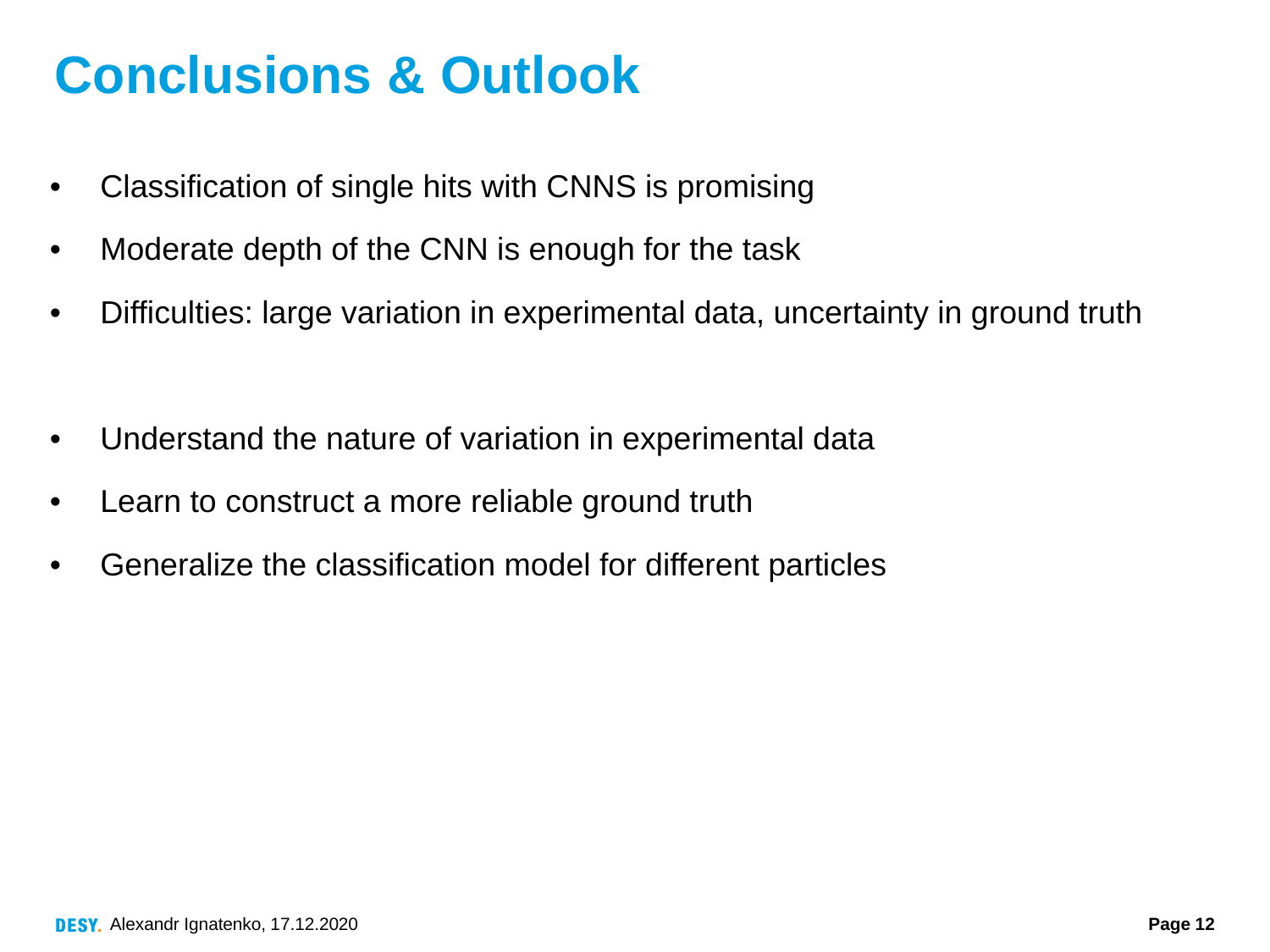# Conclusions & Outlook

- Classification of single hits with CNNS is promising
- Moderate depth of the CNN is enough for the task
- Difficulties: large variation in experimental data, uncertainty in ground truth

- Understand the nature of variation in experimental data
- Learn to construct a more reliable ground truth
- Generalize the classification model for different particles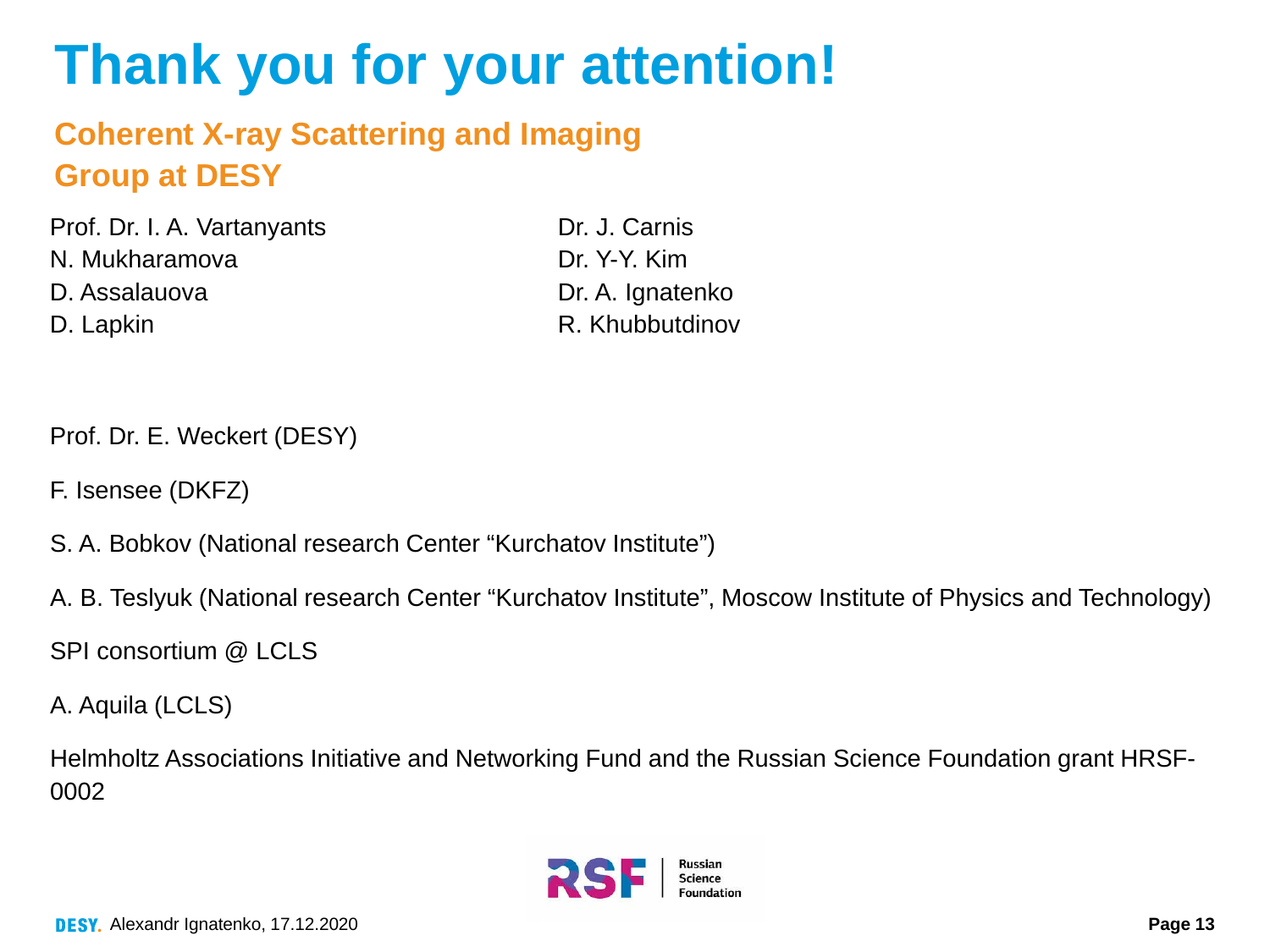# Thank you for your attention!

## Coherent X-ray Scattering and Imaging Group at DESY

Prof. Dr. I. A. Vartanyants
N. Mukharamova
D. Assalauova
D. Lapkin

Dr. J. Carnis
Dr. Y-Y. Kim
Dr. A. Ignatenko
R. Khubbutdinov

Prof. Dr. E. Weckert (DESY)

F. Isensee (DKFZ)

S. A. Bobkov (National research Center “Kurchatov Institute”)

A. B. Teslyuk (National research Center “Kurchatov Institute”, Moscow Institute of Physics and Technology)

SPI consortium @ LCLS

A. Aquila (LCLS)

Helmholtz Associations Initiative and Networking Fund and the Russian Science Foundation grant HRSF-0002

RSF | Russian Science Foundation